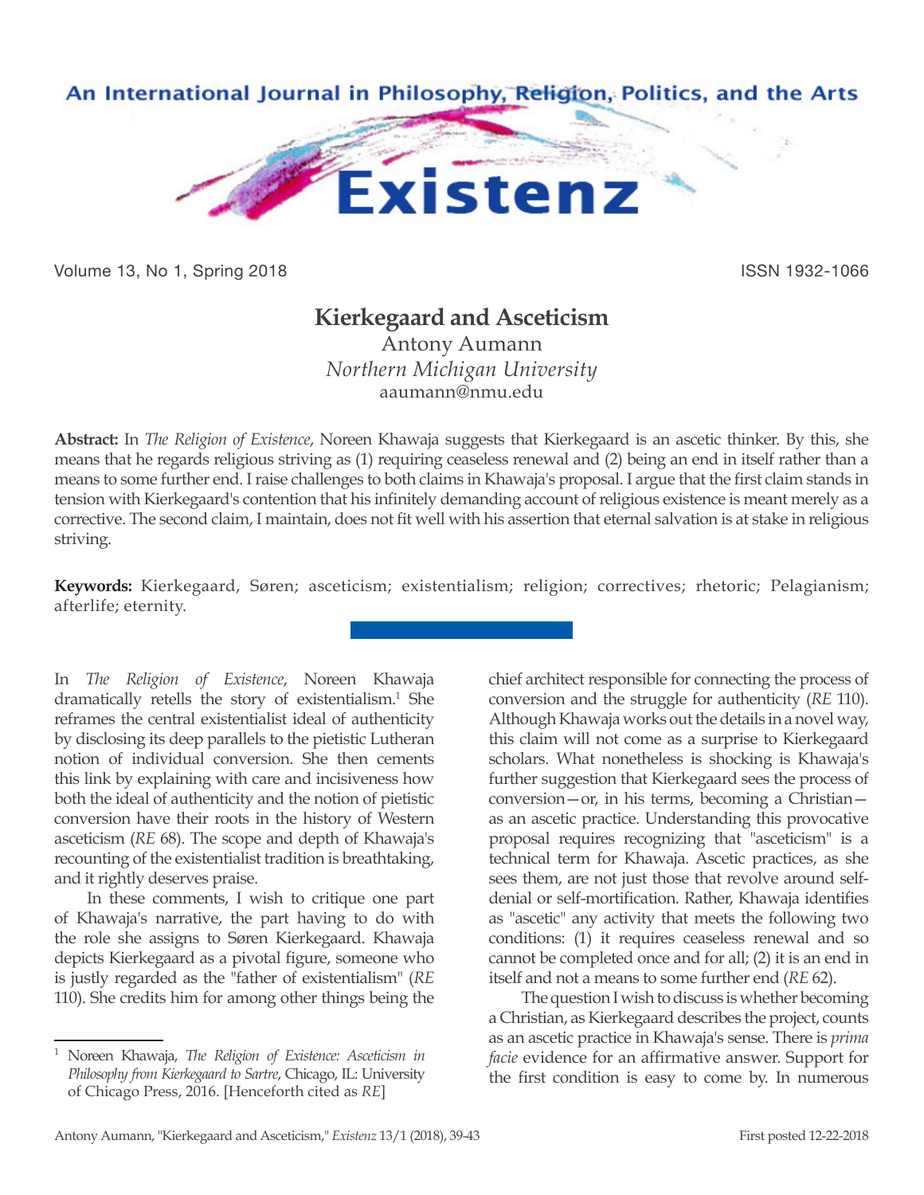# Kierkegaard and Asceticism

Antony Aumann
*Northern Michigan University*
aaumann@nmu.edu

**Abstract:** In *The Religion of Existence*, Noreen Khawaja suggests that Kierkegaard is an ascetic thinker. By this, she means that he regards religious striving as (1) requiring ceaseless renewal and (2) being an end in itself rather than a means to some further end. I raise challenges to both claims in Khawaja's proposal. I argue that the first claim stands in tension with Kierkegaard's contention that his infinitely demanding account of religious existence is meant merely as a corrective. The second claim, I maintain, does not fit well with his assertion that eternal salvation is at stake in religious striving.

**Keywords:** Kierkegaard, Søren; asceticism; existentialism; religion; correctives; rhetoric; Pelagianism; afterlife; eternity.

In *The Religion of Existence*, Noreen Khawaja dramatically retells the story of existentialism.[1] She reframes the central existentialist ideal of authenticity by disclosing its deep parallels to the pietistic Lutheran notion of individual conversion. She then cements this link by explaining with care and incisiveness how both the ideal of authenticity and the notion of pietistic conversion have their roots in the history of Western asceticism (*RE* 68). The scope and depth of Khawaja's recounting of the existentialist tradition is breathtaking, and it rightly deserves praise.

In these comments, I wish to critique one part of Khawaja's narrative, the part having to do with the role she assigns to Søren Kierkegaard. Khawaja depicts Kierkegaard as a pivotal figure, someone who is justly regarded as the "father of existentialism" (*RE* 110). She credits him for among other things being the chief architect responsible for connecting the process of conversion and the struggle for authenticity (*RE* 110). Although Khawaja works out the details in a novel way, this claim will not come as a surprise to Kierkegaard scholars. What nonetheless is shocking is Khawaja's further suggestion that Kierkegaard sees the process of conversion—or, in his terms, becoming a Christian—as an ascetic practice. Understanding this provocative proposal requires recognizing that "asceticism" is a technical term for Khawaja. Ascetic practices, as she sees them, are not just those that revolve around self-denial or self-mortification. Rather, Khawaja identifies as "ascetic" any activity that meets the following two conditions: (1) it requires ceaseless renewal and so cannot be completed once and for all; (2) it is an end in itself and not a means to some further end (*RE* 62).

The question I wish to discuss is whether becoming a Christian, as Kierkegaard describes the project, counts as an ascetic practice in Khawaja's sense. There is *prima facie* evidence for an affirmative answer. Support for the first condition is easy to come by. In numerous

[1] Noreen Khawaja, *The Religion of Existence: Asceticism in Philosophy from Kierkegaard to Sartre*, Chicago, IL: University of Chicago Press, 2016. [Henceforth cited as *RE*]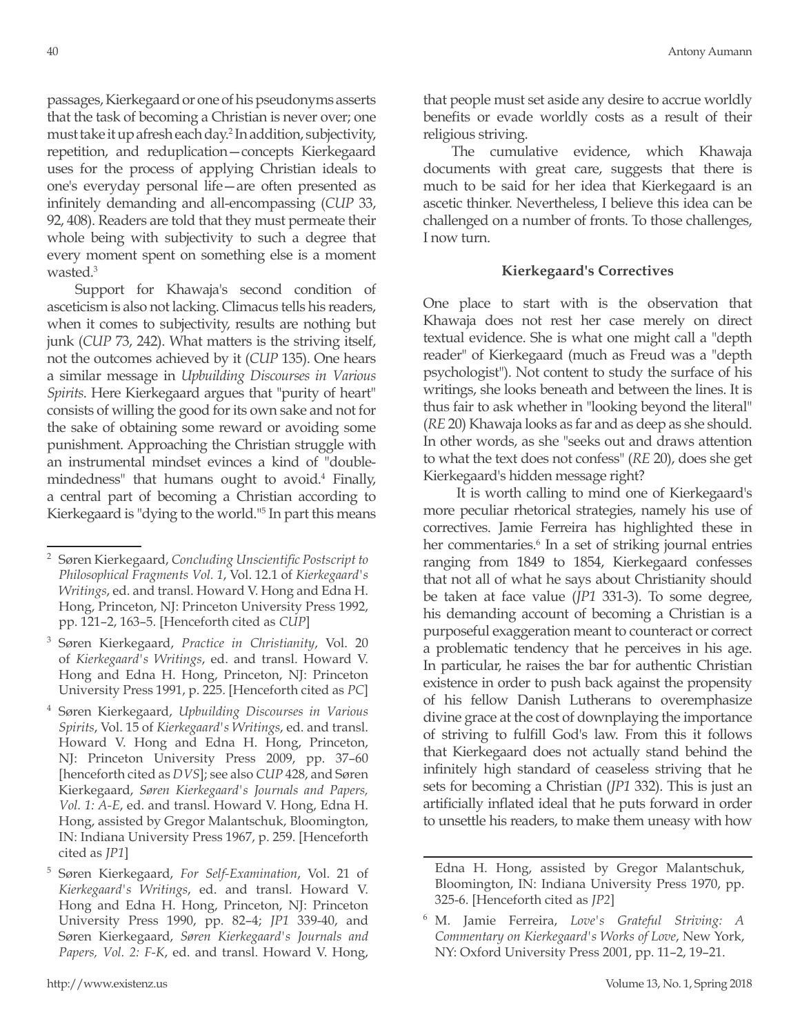passages, Kierkegaard or one of his pseudonyms asserts that the task of becoming a Christian is never over; one must take it up afresh each day.[2] In addition, subjectivity, repetition, and reduplication—concepts Kierkegaard uses for the process of applying Christian ideals to one's everyday personal life—are often presented as infinitely demanding and all-encompassing (*CUP* 33, 92, 408). Readers are told that they must permeate their whole being with subjectivity to such a degree that every moment spent on something else is a moment wasted.[3]

Support for Khawaja's second condition of asceticism is also not lacking. Climacus tells his readers, when it comes to subjectivity, results are nothing but junk (*CUP* 73, 242). What matters is the striving itself, not the outcomes achieved by it (*CUP* 135). One hears a similar message in *Upbuilding Discourses in Various Spirits*. Here Kierkegaard argues that "purity of heart" consists of willing the good for its own sake and not for the sake of obtaining some reward or avoiding some punishment. Approaching the Christian struggle with an instrumental mindset evinces a kind of "double-mindedness" that humans ought to avoid.[4] Finally, a central part of becoming a Christian according to Kierkegaard is "dying to the world."[5] In part this means that people must set aside any desire to accrue worldly benefits or evade worldly costs as a result of their religious striving.

The cumulative evidence, which Khawaja documents with great care, suggests that there is much to be said for her idea that Kierkegaard is an ascetic thinker. Nevertheless, I believe this idea can be challenged on a number of fronts. To those challenges, I now turn.

### Kierkegaard's Correctives

One place to start with is the observation that Khawaja does not rest her case merely on direct textual evidence. She is what one might call a "depth reader" of Kierkegaard (much as Freud was a "depth psychologist"). Not content to study the surface of his writings, she looks beneath and between the lines. It is thus fair to ask whether in "looking beyond the literal" (*RE* 20) Khawaja looks as far and as deep as she should. In other words, as she "seeks out and draws attention to what the text does not confess" (*RE* 20), does she get Kierkegaard's hidden message right?

It is worth calling to mind one of Kierkegaard's more peculiar rhetorical strategies, namely his use of correctives. Jamie Ferreira has highlighted these in her commentaries.[6] In a set of striking journal entries ranging from 1849 to 1854, Kierkegaard confesses that not all of what he says about Christianity should be taken at face value (*JP1* 331-3). To some degree, his demanding account of becoming a Christian is a purposeful exaggeration meant to counteract or correct a problematic tendency that he perceives in his age. In particular, he raises the bar for authentic Christian existence in order to push back against the propensity of his fellow Danish Lutherans to overemphasize divine grace at the cost of downplaying the importance of striving to fulfill God's law. From this it follows that Kierkegaard does not actually stand behind the infinitely high standard of ceaseless striving that he sets for becoming a Christian (*JP1* 332). This is just an artificially inflated ideal that he puts forward in order to unsettle his readers, to make them uneasy with how

---

[2] Søren Kierkegaard, *Concluding Unscientific Postscript to Philosophical Fragments Vol. 1*, Vol. 12.1 of *Kierkegaard's Writings*, ed. and transl. Howard V. Hong and Edna H. Hong, Princeton, NJ: Princeton University Press 1992, pp. 121–2, 163–5. [Henceforth cited as *CUP*]

[3] Søren Kierkegaard, *Practice in Christianity*, Vol. 20 of *Kierkegaard's Writings*, ed. and transl. Howard V. Hong and Edna H. Hong, Princeton, NJ: Princeton University Press 1991, p. 225. [Henceforth cited as *PC*]

[4] Søren Kierkegaard, *Upbuilding Discourses in Various Spirits*, Vol. 15 of *Kierkegaard's Writings*, ed. and transl. Howard V. Hong and Edna H. Hong, Princeton, NJ: Princeton University Press 2009, pp. 37–60 [henceforth cited as *DVS*]; see also *CUP* 428, and Søren Kierkegaard, *Søren Kierkegaard's Journals and Papers, Vol. 1: A-E*, ed. and transl. Howard V. Hong, Edna H. Hong, assisted by Gregor Malantschuk, Bloomington, IN: Indiana University Press 1967, p. 259. [Henceforth cited as *JP1*]

[5] Søren Kierkegaard, *For Self-Examination*, Vol. 21 of *Kierkegaard's Writings*, ed. and transl. Howard V. Hong and Edna H. Hong, Princeton, NJ: Princeton University Press 1990, pp. 82–4; *JP1* 339-40, and Søren Kierkegaard, *Søren Kierkegaard's Journals and Papers, Vol. 2: F-K*, ed. and transl. Howard V. Hong, Edna H. Hong, assisted by Gregor Malantschuk, Bloomington, IN: Indiana University Press 1970, pp. 325-6. [Henceforth cited as *JP2*]

[6] M. Jamie Ferreira, *Love's Grateful Striving: A Commentary on Kierkegaard's Works of Love*, New York, NY: Oxford University Press 2001, pp. 11–2, 19–21.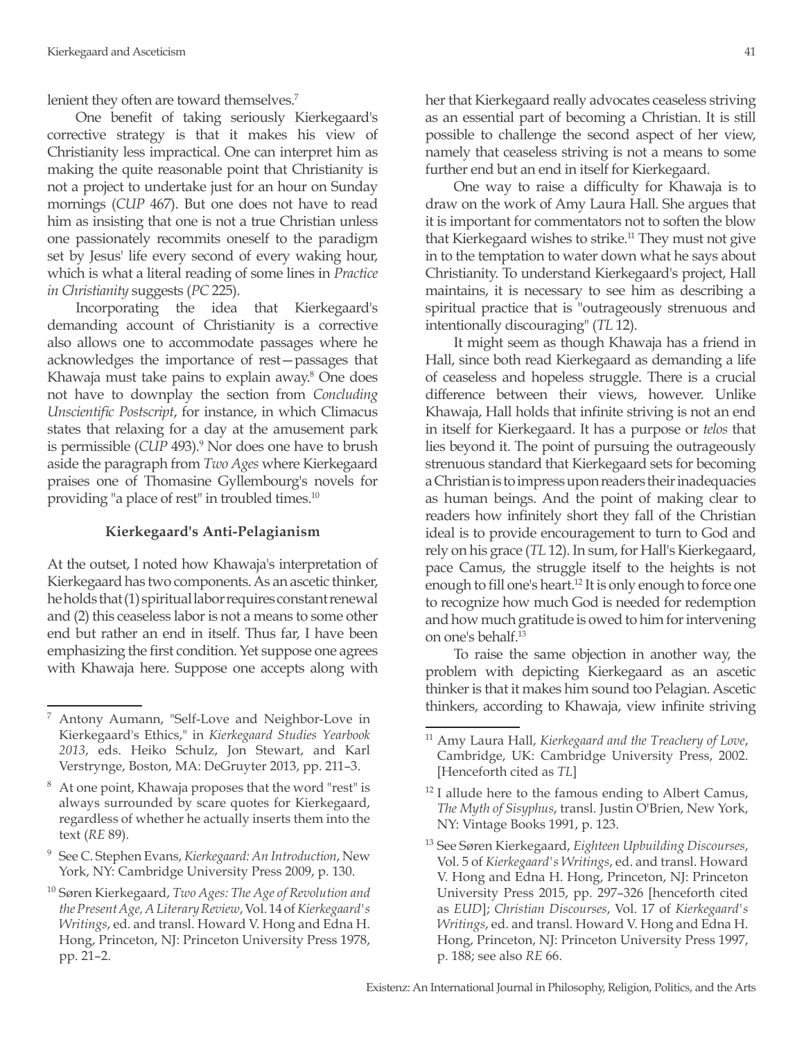lenient they often are toward themselves.[7]

One benefit of taking seriously Kierkegaard's corrective strategy is that it makes his view of Christianity less impractical. One can interpret him as making the quite reasonable point that Christianity is not a project to undertake just for an hour on Sunday mornings (*CUP* 467). But one does not have to read him as insisting that one is not a true Christian unless one passionately recommits oneself to the paradigm set by Jesus' life every second of every waking hour, which is what a literal reading of some lines in *Practice in Christianity* suggests (*PC* 225).

Incorporating the idea that Kierkegaard's demanding account of Christianity is a corrective also allows one to accommodate passages where he acknowledges the importance of rest—passages that Khawaja must take pains to explain away.[8] One does not have to downplay the section from *Concluding Unscientific Postscript*, for instance, in which Climacus states that relaxing for a day at the amusement park is permissible (*CUP* 493).[9] Nor does one have to brush aside the paragraph from *Two Ages* where Kierkegaard praises one of Thomasine Gyllembourg's novels for providing "a place of rest" in troubled times.[10]

### Kierkegaard's Anti-Pelagianism

At the outset, I noted how Khawaja's interpretation of Kierkegaard has two components. As an ascetic thinker, he holds that (1) spiritual labor requires constant renewal and (2) this ceaseless labor is not a means to some other end but rather an end in itself. Thus far, I have been emphasizing the first condition. Yet suppose one agrees with Khawaja here. Suppose one accepts along with her that Kierkegaard really advocates ceaseless striving as an essential part of becoming a Christian. It is still possible to challenge the second aspect of her view, namely that ceaseless striving is not a means to some further end but an end in itself for Kierkegaard.

One way to raise a difficulty for Khawaja is to draw on the work of Amy Laura Hall. She argues that it is important for commentators not to soften the blow that Kierkegaard wishes to strike.[11] They must not give in to the temptation to water down what he says about Christianity. To understand Kierkegaard's project, Hall maintains, it is necessary to see him as describing a spiritual practice that is "outrageously strenuous and intentionally discouraging" (*TL* 12).

It might seem as though Khawaja has a friend in Hall, since both read Kierkegaard as demanding a life of ceaseless and hopeless struggle. There is a crucial difference between their views, however. Unlike Khawaja, Hall holds that infinite striving is not an end in itself for Kierkegaard. It has a purpose or *telos* that lies beyond it. The point of pursuing the outrageously strenuous standard that Kierkegaard sets for becoming a Christian is to impress upon readers their inadequacies as human beings. And the point of making clear to readers how infinitely short they fall of the Christian ideal is to provide encouragement to turn to God and rely on his grace (*TL* 12). In sum, for Hall's Kierkegaard, pace Camus, the struggle itself to the heights is not enough to fill one's heart.[12] It is only enough to force one to recognize how much God is needed for redemption and how much gratitude is owed to him for intervening on one's behalf.[13]

To raise the same objection in another way, the problem with depicting Kierkegaard as an ascetic thinker is that it makes him sound too Pelagian. Ascetic thinkers, according to Khawaja, view infinite striving

---

[7] Antony Aumann, "Self-Love and Neighbor-Love in Kierkegaard's Ethics," in *Kierkegaard Studies Yearbook 2013*, eds. Heiko Schulz, Jon Stewart, and Karl Verstrynge, Boston, MA: DeGruyter 2013, pp. 211–3.

[8] At one point, Khawaja proposes that the word "rest" is always surrounded by scare quotes for Kierkegaard, regardless of whether he actually inserts them into the text (*RE* 89).

[9] See C. Stephen Evans, *Kierkegaard: An Introduction*, New York, NY: Cambridge University Press 2009, p. 130.

[10] Søren Kierkegaard, *Two Ages: The Age of Revolution and the Present Age, A Literary Review*, Vol. 14 of *Kierkegaard's Writings*, ed. and transl. Howard V. Hong and Edna H. Hong, Princeton, NJ: Princeton University Press 1978, pp. 21–2.

[11] Amy Laura Hall, *Kierkegaard and the Treachery of Love*, Cambridge, UK: Cambridge University Press, 2002. [Henceforth cited as *TL*]

[12] I allude here to the famous ending to Albert Camus, *The Myth of Sisyphus*, transl. Justin O'Brien, New York, NY: Vintage Books 1991, p. 123.

[13] See Søren Kierkegaard, *Eighteen Upbuilding Discourses*, Vol. 5 of *Kierkegaard's Writings*, ed. and transl. Howard V. Hong and Edna H. Hong, Princeton, NJ: Princeton University Press 2015, pp. 297–326 [henceforth cited as *EUD*]; *Christian Discourses*, Vol. 17 of *Kierkegaard's Writings*, ed. and transl. Howard V. Hong and Edna H. Hong, Princeton, NJ: Princeton University Press 1997, p. 188; see also *RE* 66.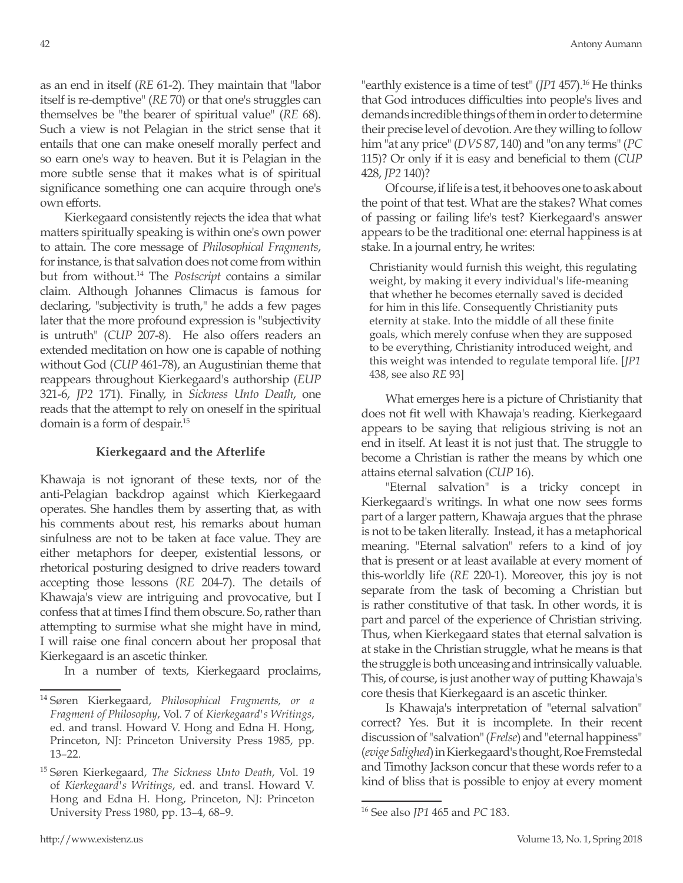as an end in itself (*RE* 61-2). They maintain that "labor itself is re-demptive" (*RE* 70) or that one's struggles can themselves be "the bearer of spiritual value" (*RE* 68). Such a view is not Pelagian in the strict sense that it entails that one can make oneself morally perfect and so earn one's way to heaven. But it is Pelagian in the more subtle sense that it makes what is of spiritual significance something one can acquire through one's own efforts.

Kierkegaard consistently rejects the idea that what matters spiritually speaking is within one's own power to attain. The core message of *Philosophical Fragments*, for instance, is that salvation does not come from within but from without.[14] The *Postscript* contains a similar claim. Although Johannes Climacus is famous for declaring, "subjectivity is truth," he adds a few pages later that the more profound expression is "subjectivity is untruth" (*CUP* 207-8). He also offers readers an extended meditation on how one is capable of nothing without God (*CUP* 461-78), an Augustinian theme that reappears throughout Kierkegaard's authorship (*EUP* 321-6, *JP2* 171). Finally, in *Sickness Unto Death*, one reads that the attempt to rely on oneself in the spiritual domain is a form of despair.[15]

### Kierkegaard and the Afterlife

Khawaja is not ignorant of these texts, nor of the anti-Pelagian backdrop against which Kierkegaard operates. She handles them by asserting that, as with his comments about rest, his remarks about human sinfulness are not to be taken at face value. They are either metaphors for deeper, existential lessons, or rhetorical posturing designed to drive readers toward accepting those lessons (*RE* 204-7). The details of Khawaja's view are intriguing and provocative, but I confess that at times I find them obscure. So, rather than attempting to surmise what she might have in mind, I will raise one final concern about her proposal that Kierkegaard is an ascetic thinker.

In a number of texts, Kierkegaard proclaims, "earthly existence is a time of test" (*JP1* 457).[16] He thinks that God introduces difficulties into people's lives and demands incredible things of them in order to determine their precise level of devotion. Are they willing to follow him "at any price" (*DVS* 87, 140) and "on any terms" (*PC* 115)? Or only if it is easy and beneficial to them (*CUP* 428, *JP2* 140)?

Of course, if life is a test, it behooves one to ask about the point of that test. What are the stakes? What comes of passing or failing life's test? Kierkegaard's answer appears to be the traditional one: eternal happiness is at stake. In a journal entry, he writes:

> Christianity would furnish this weight, this regulating weight, by making it every individual's life-meaning that whether he becomes eternally saved is decided for him in this life. Consequently Christianity puts eternity at stake. Into the middle of all these finite goals, which merely confuse when they are supposed to be everything, Christianity introduced weight, and this weight was intended to regulate temporal life. [*JP1* 438, see also *RE* 93]

What emerges here is a picture of Christianity that does not fit well with Khawaja's reading. Kierkegaard appears to be saying that religious striving is not an end in itself. At least it is not just that. The struggle to become a Christian is rather the means by which one attains eternal salvation (*CUP* 16).

"Eternal salvation" is a tricky concept in Kierkegaard's writings. In what one now sees forms part of a larger pattern, Khawaja argues that the phrase is not to be taken literally. Instead, it has a metaphorical meaning. "Eternal salvation" refers to a kind of joy that is present or at least available at every moment of this-worldly life (*RE* 220-1). Moreover, this joy is not separate from the task of becoming a Christian but is rather constitutive of that task. In other words, it is part and parcel of the experience of Christian striving. Thus, when Kierkegaard states that eternal salvation is at stake in the Christian struggle, what he means is that the struggle is both unceasing and intrinsically valuable. This, of course, is just another way of putting Khawaja's core thesis that Kierkegaard is an ascetic thinker.

Is Khawaja's interpretation of "eternal salvation" correct? Yes. But it is incomplete. In their recent discussion of "salvation" (*Frelse*) and "eternal happiness" (*evige Salighed*) in Kierkegaard's thought, Roe Fremstedal and Timothy Jackson concur that these words refer to a kind of bliss that is possible to enjoy at every moment

---

[14] Søren Kierkegaard, *Philosophical Fragments, or a Fragment of Philosophy*, Vol. 7 of *Kierkegaard's Writings*, ed. and transl. Howard V. Hong and Edna H. Hong, Princeton, NJ: Princeton University Press 1985, pp. 13–22.

[15] Søren Kierkegaard, *The Sickness Unto Death*, Vol. 19 of *Kierkegaard's Writings*, ed. and transl. Howard V. Hong and Edna H. Hong, Princeton, NJ: Princeton University Press 1980, pp. 13–4, 68–9.

[16] See also *JP1* 465 and *PC* 183.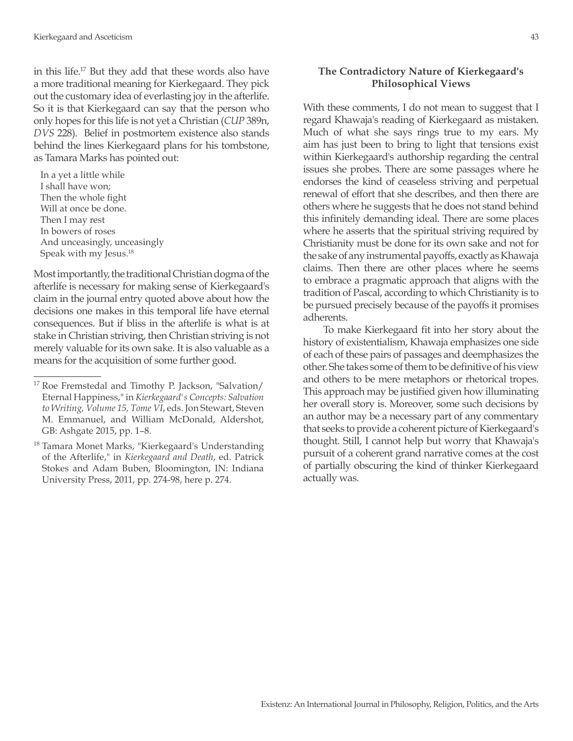in this life.[17] But they add that these words also have a more traditional meaning for Kierkegaard. They pick out the customary idea of everlasting joy in the afterlife. So it is that Kierkegaard can say that the person who only hopes for this life is not yet a Christian (*CUP* 389n, *DVS* 228). Belief in postmortem existence also stands behind the lines Kierkegaard plans for his tombstone, as Tamara Marks has pointed out:

> In a yet a little while
> I shall have won;
> Then the whole fight
> Will at once be done.
> Then I may rest
> In bowers of roses
> And unceasingly, unceasingly
> Speak with my Jesus.[18]

Most importantly, the traditional Christian dogma of the afterlife is necessary for making sense of Kierkegaard's claim in the journal entry quoted above about how the decisions one makes in this temporal life have eternal consequences. But if bliss in the afterlife is what is at stake in Christian striving, then Christian striving is not merely valuable for its own sake. It is also valuable as a means for the acquisition of some further good.

### The Contradictory Nature of Kierkegaard's Philosophical Views

With these comments, I do not mean to suggest that I regard Khawaja's reading of Kierkegaard as mistaken. Much of what she says rings true to my ears. My aim has just been to bring to light that tensions exist within Kierkegaard's authorship regarding the central issues she probes. There are some passages where he endorses the kind of ceaseless striving and perpetual renewal of effort that she describes, and then there are others where he suggests that he does not stand behind this infinitely demanding ideal. There are some places where he asserts that the spiritual striving required by Christianity must be done for its own sake and not for the sake of any instrumental payoffs, exactly as Khawaja claims. Then there are other places where he seems to embrace a pragmatic approach that aligns with the tradition of Pascal, according to which Christianity is to be pursued precisely because of the payoffs it promises adherents.

To make Kierkegaard fit into her story about the history of existentialism, Khawaja emphasizes one side of each of these pairs of passages and deemphasizes the other. She takes some of them to be definitive of his view and others to be mere metaphors or rhetorical tropes. This approach may be justified given how illuminating her overall story is. Moreover, some such decisions by an author may be a necessary part of any commentary that seeks to provide a coherent picture of Kierkegaard's thought. Still, I cannot help but worry that Khawaja's pursuit of a coherent grand narrative comes at the cost of partially obscuring the kind of thinker Kierkegaard actually was.

---

[17] Roe Fremstedal and Timothy P. Jackson, "Salvation/Eternal Happiness," in *Kierkegaard's Concepts: Salvation to Writing, Volume 15, Tome VI*, eds. Jon Stewart, Steven M. Emmanuel, and William McDonald, Aldershot, GB: Ashgate 2015, pp. 1–8.

[18] Tamara Monet Marks, "Kierkegaard's Understanding of the Afterlife," in *Kierkegaard and Death*, ed. Patrick Stokes and Adam Buben, Bloomington, IN: Indiana University Press, 2011, pp. 274-98, here p. 274.